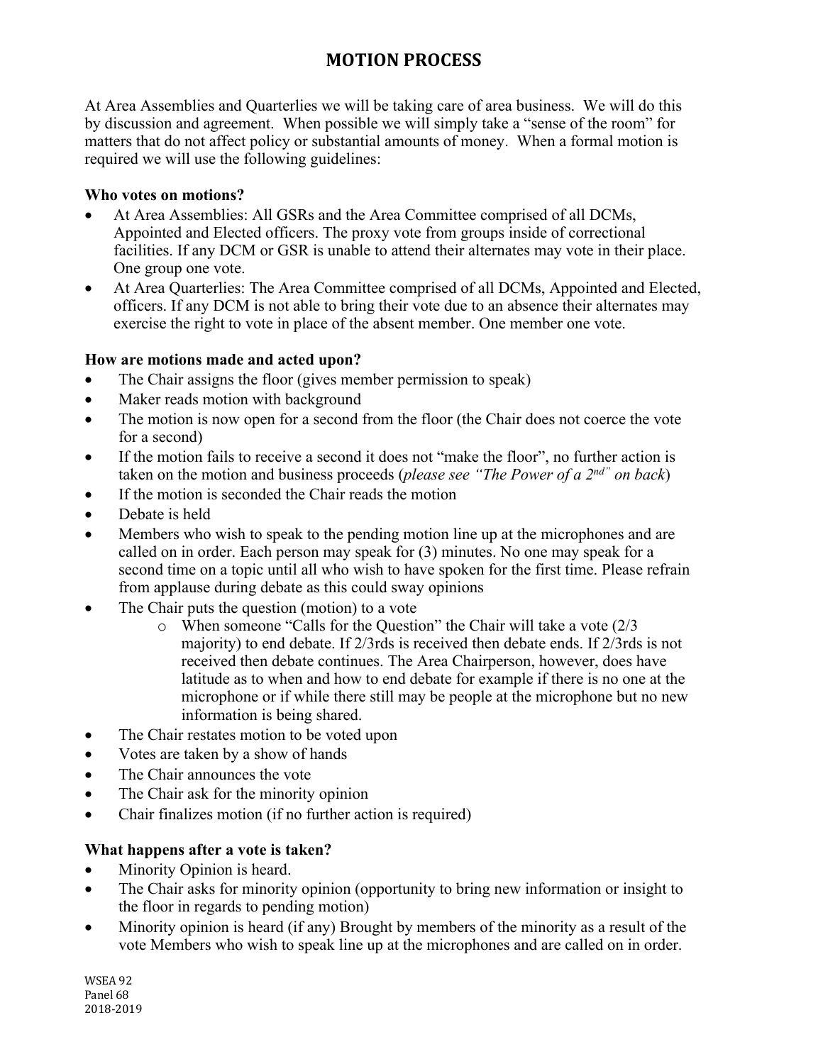# MOTION PROCESS

At Area Assemblies and Quarterlies we will be taking care of area business. We will do this by discussion and agreement. When possible we will simply take a "sense of the room" for matters that do not affect policy or substantial amounts of money. When a formal motion is required we will use the following guidelines:

**Who votes on motions?**

- At Area Assemblies: All GSRs and the Area Committee comprised of all DCMs, Appointed and Elected officers. The proxy vote from groups inside of correctional facilities. If any DCM or GSR is unable to attend their alternates may vote in their place. One group one vote.
- At Area Quarterlies: The Area Committee comprised of all DCMs, Appointed and Elected, officers. If any DCM is not able to bring their vote due to an absence their alternates may exercise the right to vote in place of the absent member. One member one vote.

**How are motions made and acted upon?**

- The Chair assigns the floor (gives member permission to speak)
- Maker reads motion with background
- The motion is now open for a second from the floor (the Chair does not coerce the vote for a second)
- If the motion fails to receive a second it does not "make the floor", no further action is taken on the motion and business proceeds (*please see "The Power of a 2nd" on back*)
- If the motion is seconded the Chair reads the motion
- Debate is held
- Members who wish to speak to the pending motion line up at the microphones and are called on in order. Each person may speak for (3) minutes. No one may speak for a second time on a topic until all who wish to have spoken for the first time. Please refrain from applause during debate as this could sway opinions
- The Chair puts the question (motion) to a vote
  - When someone "Calls for the Question" the Chair will take a vote (2/3 majority) to end debate. If 2/3rds is received then debate ends. If 2/3rds is not received then debate continues. The Area Chairperson, however, does have latitude as to when and how to end debate for example if there is no one at the microphone or if while there still may be people at the microphone but no new information is being shared.
- The Chair restates motion to be voted upon
- Votes are taken by a show of hands
- The Chair announces the vote
- The Chair ask for the minority opinion
- Chair finalizes motion (if no further action is required)

**What happens after a vote is taken?**

- Minority Opinion is heard.
- The Chair asks for minority opinion (opportunity to bring new information or insight to the floor in regards to pending motion)
- Minority opinion is heard (if any) Brought by members of the minority as a result of the vote Members who wish to speak line up at the microphones and are called on in order.

WSEA 92
Panel 68
2018-2019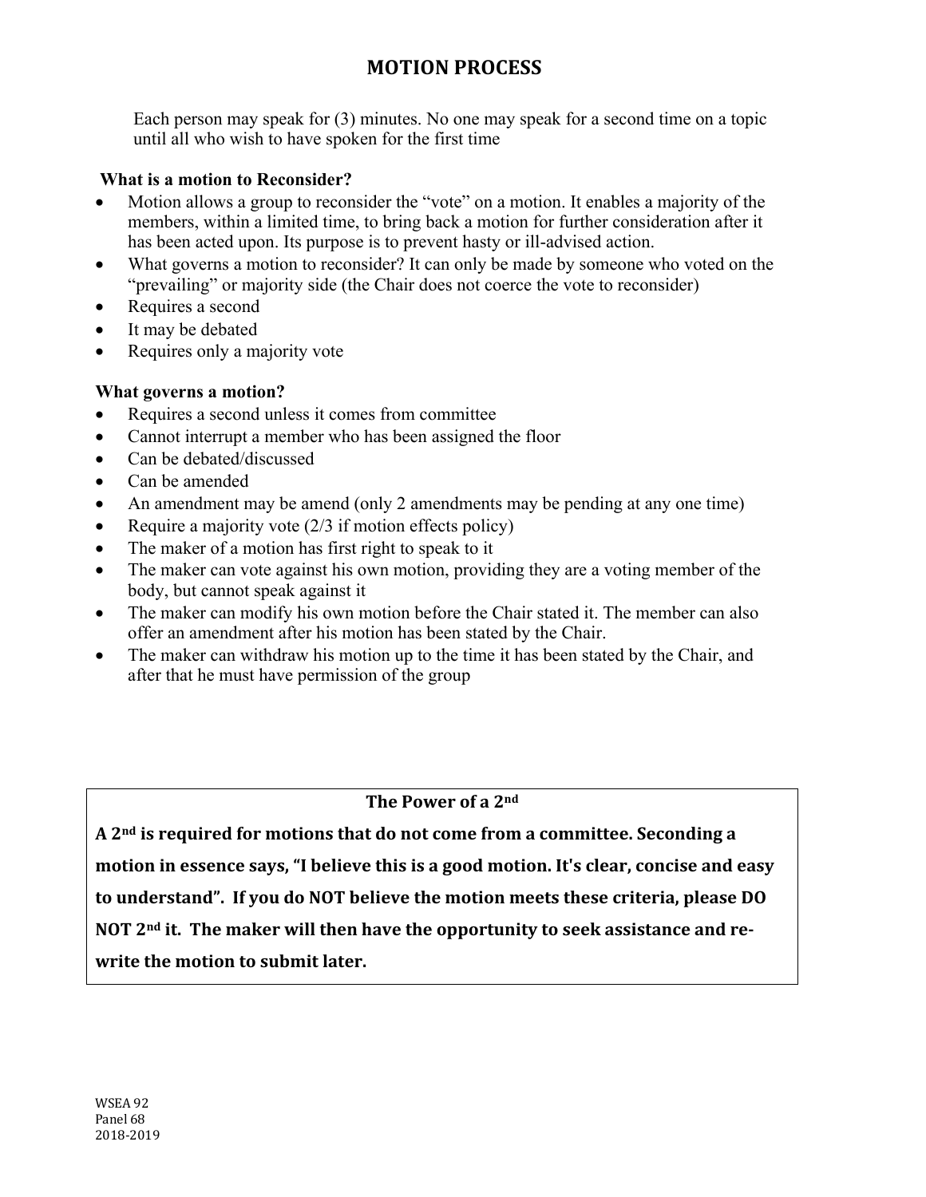# MOTION PROCESS

Each person may speak for (3) minutes. No one may speak for a second time on a topic until all who wish to have spoken for the first time

**What is a motion to Reconsider?**

- Motion allows a group to reconsider the "vote" on a motion. It enables a majority of the members, within a limited time, to bring back a motion for further consideration after it has been acted upon. Its purpose is to prevent hasty or ill-advised action.
- What governs a motion to reconsider? It can only be made by someone who voted on the "prevailing" or majority side (the Chair does not coerce the vote to reconsider)
- Requires a second
- It may be debated
- Requires only a majority vote

**What governs a motion?**

- Requires a second unless it comes from committee
- Cannot interrupt a member who has been assigned the floor
- Can be debated/discussed
- Can be amended
- An amendment may be amend (only 2 amendments may be pending at any one time)
- Require a majority vote (2/3 if motion effects policy)
- The maker of a motion has first right to speak to it
- The maker can vote against his own motion, providing they are a voting member of the body, but cannot speak against it
- The maker can modify his own motion before the Chair stated it. The member can also offer an amendment after his motion has been stated by the Chair.
- The maker can withdraw his motion up to the time it has been stated by the Chair, and after that he must have permission of the group

**The Power of a 2nd**

**A 2nd is required for motions that do not come from a committee. Seconding a motion in essence says, "I believe this is a good motion. It's clear, concise and easy to understand". If you do NOT believe the motion meets these criteria, please DO NOT 2nd it. The maker will then have the opportunity to seek assistance and re-write the motion to submit later.**

WSEA 92
Panel 68
2018-2019